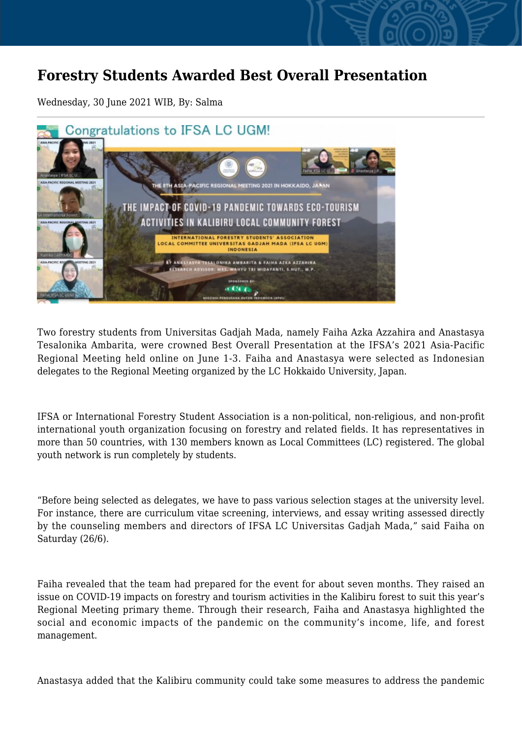# Forestry Students Awarded Best Overall Presentation

Wednesday, 30 June 2021 WIB, By: Salma

Two forestry students from Universitas Gadjah Mada, namely Faiha Azka Azzahira and Anastasya Tesalonika Ambarita, were crowned Best Overall Presentation at the IFSA's 2021 Asia-Pacific Regional Meeting held online on June 1-3. Faiha and Anastasya were selected as Indonesian delegates to the Regional Meeting organized by the LC Hokkaido University, Japan.

IFSA or International Forestry Student Association is a non-political, non-religious, and non-profit international youth organization focusing on forestry and related fields. It has representatives in more than 50 countries, with 130 members known as Local Committees (LC) registered. The global youth network is run completely by students.

"Before being selected as delegates, we have to pass various selection stages at the university level. For instance, there are curriculum vitae screening, interviews, and essay writing assessed directly by the counseling members and directors of IFSA LC Universitas Gadjah Mada," said Faiha on Saturday (26/6).

Faiha revealed that the team had prepared for the event for about seven months. They raised an issue on COVID-19 impacts on forestry and tourism activities in the Kalibiru forest to suit this year's Regional Meeting primary theme. Through their research, Faiha and Anastasya highlighted the social and economic impacts of the pandemic on the community's income, life, and forest management.

Anastasya added that the Kalibiru community could take some measures to address the pandemic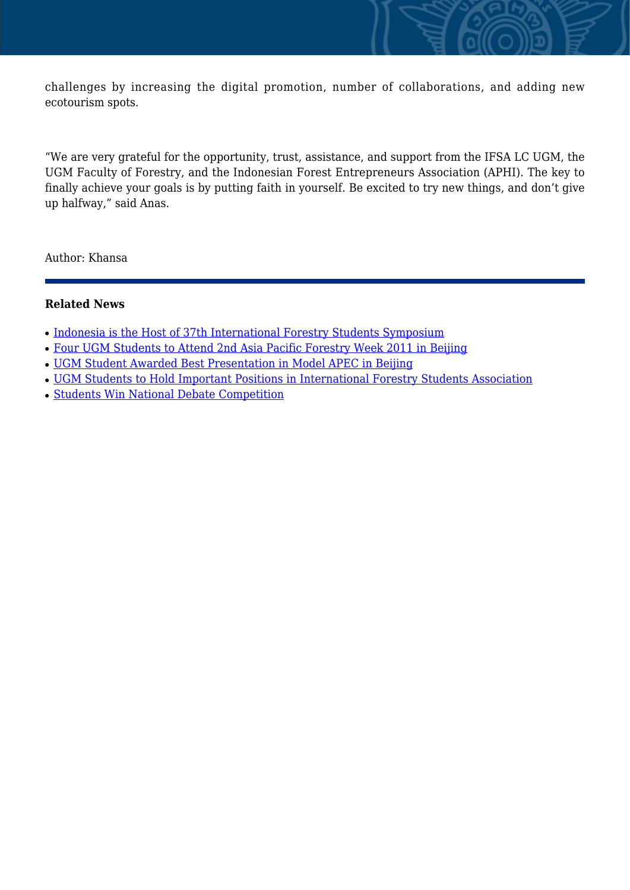challenges by increasing the digital promotion, number of collaborations, and adding new ecotourism spots.

"We are very grateful for the opportunity, trust, assistance, and support from the IFSA LC UGM, the UGM Faculty of Forestry, and the Indonesian Forest Entrepreneurs Association (APHI). The key to finally achieve your goals is by putting faith in yourself. Be excited to try new things, and don't give up halfway," said Anas.

Author: Khansa

---

**Related News**

- Indonesia is the Host of 37th International Forestry Students Symposium
- Four UGM Students to Attend 2nd Asia Pacific Forestry Week 2011 in Beijing
- UGM Student Awarded Best Presentation in Model APEC in Beijing
- UGM Students to Hold Important Positions in International Forestry Students Association
- Students Win National Debate Competition